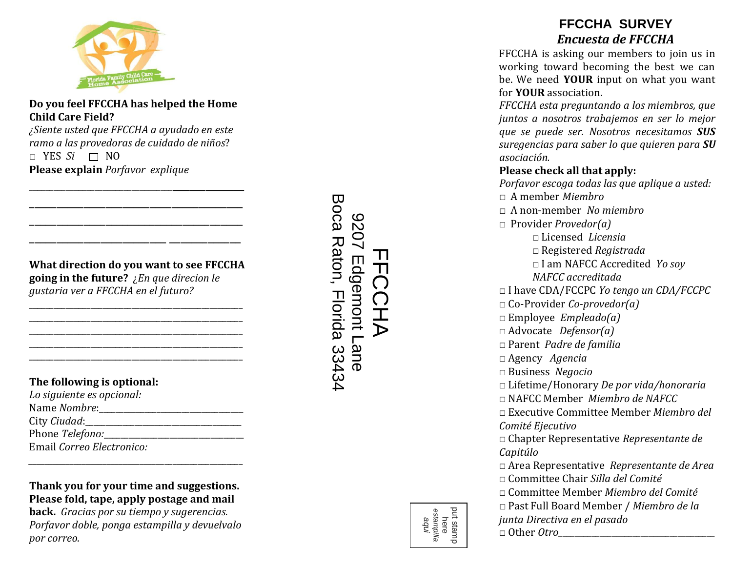Florida Family Child Care Home Association

**Do you feel FFCCHA has helped the Home Child Care Field?**

*¿Siente usted que FFCCHA a ayudado en este ramo a las provedoras de cuidado de niños*?

□ YES *Si* □ NO

**Please explain** *Porfavor explique*

____________________________________________

____________________________________________

____________________________________________

____________________________________________

**What direction do you want to see FFCCHA going in the future?** *¿En que direcion le gustaria ver a FFCCHA en el futuro?*

____________________________________________

____________________________________________

____________________________________________

____________________________________________

____________________________________________

**The following is optional:**

*Lo siguiente es opcional:*

Name *Nombre*:______________________________

City *Ciudad*:_______________________________

Phone *Telefono:*____________________________

Email *Correo Electronico:*

____________________________________________

**Thank you for your time and suggestions. Please fold, tape, apply postage and mail back.** *Gracias por su tiempo y sugerencias. Porfavor doble, ponga estampilla y devuelvalo por correo.*

FFCCHA
9207 Edgemont Lane
Boca Raton, Florida 33434

put stamp here
*estampilla aqui*

## FFCCHA SURVEY
### *Encuesta de FFCCHA*

FFCCHA is asking our members to join us in working toward becoming the best we can be. We need **YOUR** input on what you want for **YOUR** association.

*FFCCHA esta preguntando a los miembros, que juntos a nosotros trabajemos en ser lo mejor que se puede ser. Nosotros necesitamos* ***SUS*** *suregencias para saber lo que quieren para* ***SU*** *asociación.*

**Please check all that apply:**

*Porfavor escoga todas las que aplique a usted:*

□ A member *Miembro*

□ A non-member *No miembro*

□ Provider *Provedor(a)*

  □ Licensed *Licensia*

  □ Registered *Registrada*

  □ I am NAFCC Accredited *Yo soy NAFCC accreditada*

□ I have CDA/FCCPC *Yo tengo un CDA/FCCPC*

□ Co-Provider *Co-provedor(a)*

□ Employee *Empleado(a)*

□ Advocate *Defensor(a)*

□ Parent *Padre de familia*

□ Agency *Agencia*

□ Business *Negocio*

□ Lifetime/Honorary *De por vida/honoraria*

□ NAFCC Member *Miembro de NAFCC*

□ Executive Committee Member *Miembro del Comité Ejecutivo*

□ Chapter Representative *Representante de Capitúlo*

□ Area Representative *Representante de Area*

□ Committee Chair *Silla del Comité*

□ Committee Member *Miembro del Comité*

□ Past Full Board Member / *Miembro de la junta Directiva en el pasado*

□ Other *Otro*_________________________________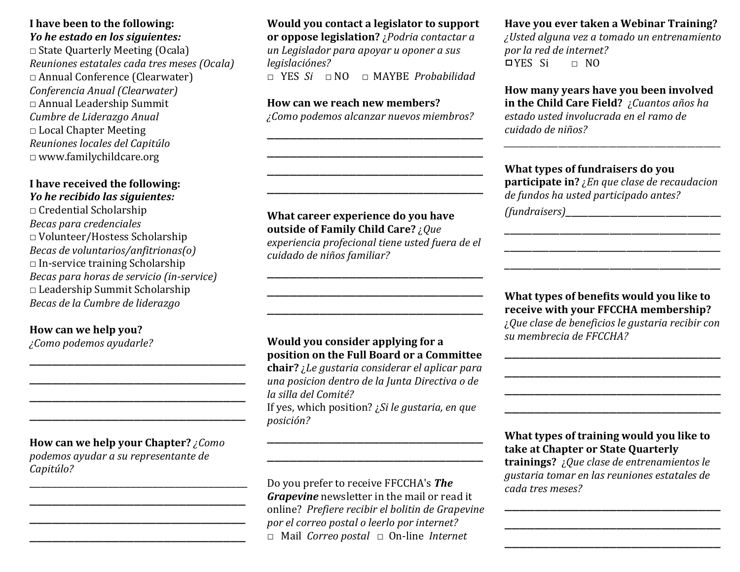**I have been to the following:**
***Yo he estado en los siguientes:***

□ State Quarterly Meeting (Ocala)
*Reuniones estatales cada tres meses (Ocala)*
□ Annual Conference (Clearwater)
*Conferencia Anual (Clearwater)*
□ Annual Leadership Summit
*Cumbre de Liderazgo Anual*
□ Local Chapter Meeting
*Reuniones locales del Capitúlo*
□ www.familychildcare.org

**I have received the following:**
***Yo he recibido las siguientes:***

□ Credential Scholarship
*Becas para credenciales*
□ Volunteer/Hostess Scholarship
*Becas de voluntarios/anfitrionas(o)*
□ In-service training Scholarship
*Becas para horas de servicio (in-service)*
□ Leadership Summit Scholarship
*Becas de la Cumbre de liderazgo*

**How can we help you?**
*¿Como podemos ayudarle?*

______________________________________________
______________________________________________
______________________________________________
______________________________________________

**How can we help your Chapter?** *¿Como podemos ayudar a su representante de Capitúlo?*

______________________________________________
______________________________________________
______________________________________________
______________________________________________

**Would you contact a legislator to support or oppose legislation?** *¿Podria contactar a un Legislador para apoyar u oponer a sus legislacióńes?*

□ YES *Si* □ NO □ MAYBE *Probabilidad*

**How can we reach new members?**
*¿Como podemos alcanzar nuevos miembros?*

______________________________________________
______________________________________________
______________________________________________
______________________________________________

**What career experience do you have outside of Family Child Care?** *¿Que experiencia profecional tiene usted fuera de el cuidado de niños familiar?*

______________________________________________
______________________________________________
______________________________________________

**Would you consider applying for a position on the Full Board or a Committee chair?** *¿Le gustaria considerar el aplicar para una posicion dentro de la Junta Directiva o de la silla del Comité?*
If yes, which position? *¿Si le gustaria, en que posición?*

______________________________________________
______________________________________________

Do you prefer to receive FFCCHA's ***The Grapevine*** newsletter in the mail or read it online? *Prefiere recibir el bolitin de Grapevine por el correo postal o leerlo por internet?*

□ Mail *Correo postal* □ On-line *Internet*

**Have you ever taken a Webinar Training?**
*¿Usted alguna vez a tomado un entrenamiento por la red de internet?*

□ YES Si □ NO

**How many years have you been involved in the Child Care Field?** *¿Cuantos años ha estado usted involucrada en el ramo de cuidado de niños?*

______________________________________________

**What types of fundraisers do you participate in?** *¿En que clase de recaudacion de fondos ha usted participado antes? (fundraisers)*______________________________

______________________________________________
______________________________________________
______________________________________________

**What types of benefits would you like to receive with your FFCCHA membership?**
*¿Que clase de beneficios le gustaria recibir con su membrecia de FFCCHA?*

______________________________________________
______________________________________________
______________________________________________
______________________________________________

**What types of training would you like to take at Chapter or State Quarterly trainings?** *¿Que clase de entrenamientos le gustaria tomar en las reuniones estatales de cada tres meses?*

______________________________________________
______________________________________________
______________________________________________